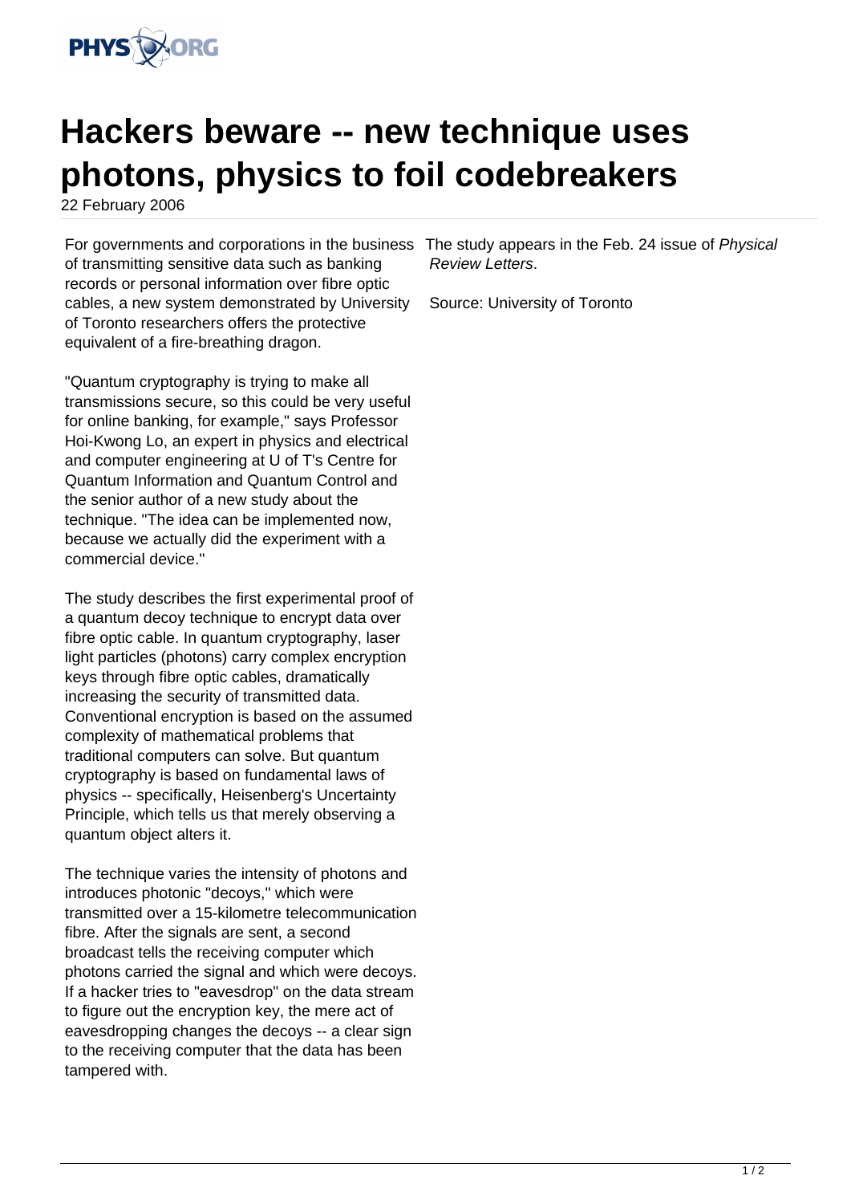# Hackers beware -- new technique uses photons, physics to foil codebreakers

22 February 2006

For governments and corporations in the business of transmitting sensitive data such as banking records or personal information over fibre optic cables, a new system demonstrated by University of Toronto researchers offers the protective equivalent of a fire-breathing dragon.

"Quantum cryptography is trying to make all transmissions secure, so this could be very useful for online banking, for example," says Professor Hoi-Kwong Lo, an expert in physics and electrical and computer engineering at U of T's Centre for Quantum Information and Quantum Control and the senior author of a new study about the technique. "The idea can be implemented now, because we actually did the experiment with a commercial device."

The study describes the first experimental proof of a quantum decoy technique to encrypt data over fibre optic cable. In quantum cryptography, laser light particles (photons) carry complex encryption keys through fibre optic cables, dramatically increasing the security of transmitted data. Conventional encryption is based on the assumed complexity of mathematical problems that traditional computers can solve. But quantum cryptography is based on fundamental laws of physics -- specifically, Heisenberg's Uncertainty Principle, which tells us that merely observing a quantum object alters it.

The technique varies the intensity of photons and introduces photonic "decoys," which were transmitted over a 15-kilometre telecommunication fibre. After the signals are sent, a second broadcast tells the receiving computer which photons carried the signal and which were decoys. If a hacker tries to "eavesdrop" on the data stream to figure out the encryption key, the mere act of eavesdropping changes the decoys -- a clear sign to the receiving computer that the data has been tampered with.

The study appears in the Feb. 24 issue of *Physical Review Letters*.

Source: University of Toronto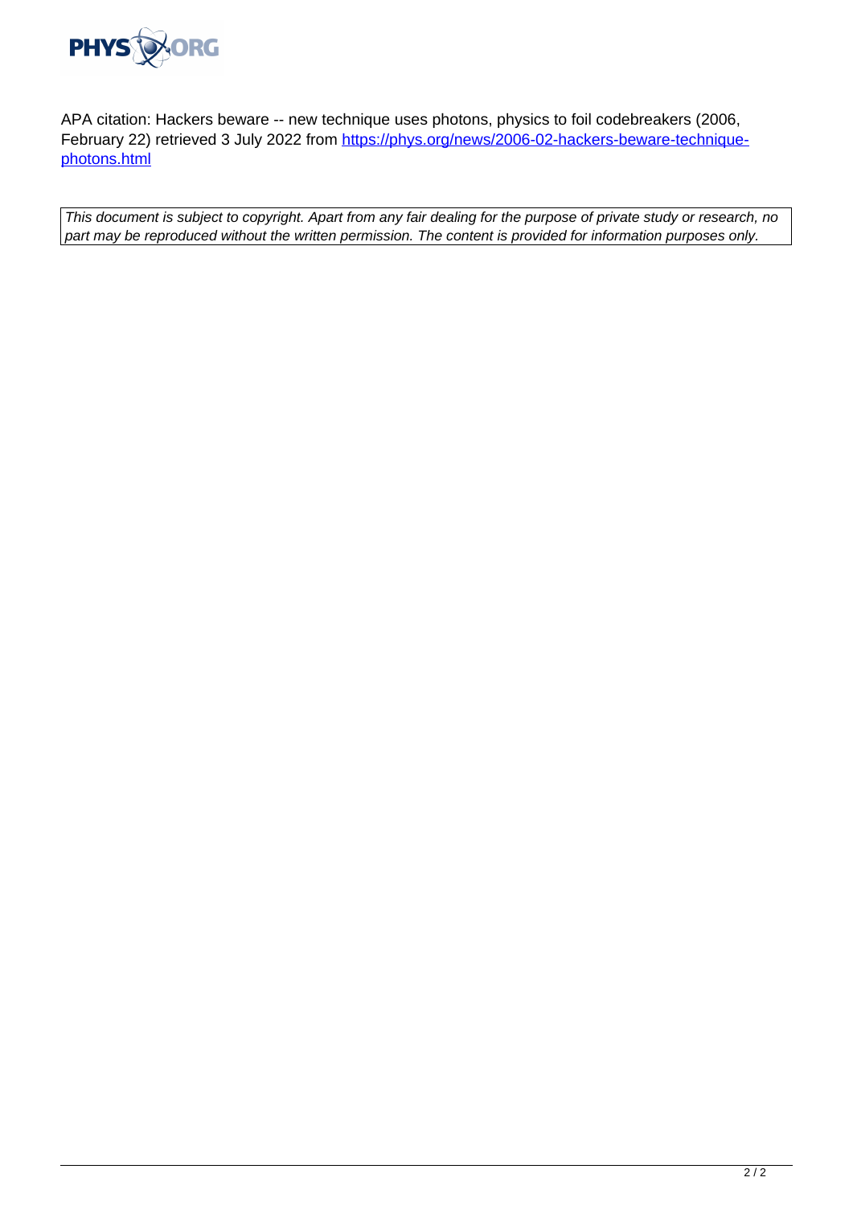APA citation: Hackers beware -- new technique uses photons, physics to foil codebreakers (2006, February 22) retrieved 3 July 2022 from https://phys.org/news/2006-02-hackers-beware-technique-photons.html

*This document is subject to copyright. Apart from any fair dealing for the purpose of private study or research, no part may be reproduced without the written permission. The content is provided for information purposes only.*